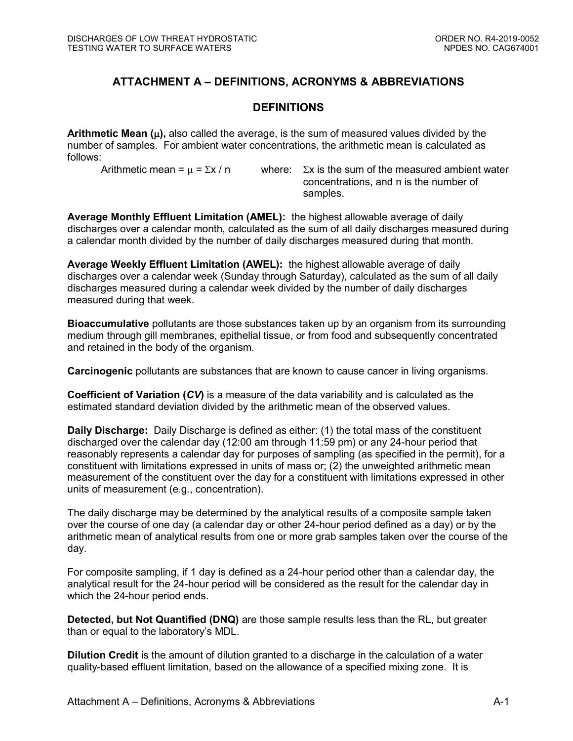# ATTACHMENT A – DEFINITIONS, ACRONYMS & ABBREVIATIONS

## DEFINITIONS

**Arithmetic Mean ($\mu$),** also called the average, is the sum of measured values divided by the number of samples. For ambient water concentrations, the arithmetic mean is calculated as follows:

Arithmetic mean = $\mu = \Sigma x / n$ where: $\Sigma x$ is the sum of the measured ambient water concentrations, and n is the number of samples.

**Average Monthly Effluent Limitation (AMEL):** the highest allowable average of daily discharges over a calendar month, calculated as the sum of all daily discharges measured during a calendar month divided by the number of daily discharges measured during that month.

**Average Weekly Effluent Limitation (AWEL):** the highest allowable average of daily discharges over a calendar week (Sunday through Saturday), calculated as the sum of all daily discharges measured during a calendar week divided by the number of daily discharges measured during that week.

**Bioaccumulative** pollutants are those substances taken up by an organism from its surrounding medium through gill membranes, epithelial tissue, or from food and subsequently concentrated and retained in the body of the organism.

**Carcinogenic** pollutants are substances that are known to cause cancer in living organisms.

**Coefficient of Variation (*CV*)** is a measure of the data variability and is calculated as the estimated standard deviation divided by the arithmetic mean of the observed values.

**Daily Discharge:** Daily Discharge is defined as either: (1) the total mass of the constituent discharged over the calendar day (12:00 am through 11:59 pm) or any 24-hour period that reasonably represents a calendar day for purposes of sampling (as specified in the permit), for a constituent with limitations expressed in units of mass or; (2) the unweighted arithmetic mean measurement of the constituent over the day for a constituent with limitations expressed in other units of measurement (e.g., concentration).

The daily discharge may be determined by the analytical results of a composite sample taken over the course of one day (a calendar day or other 24-hour period defined as a day) or by the arithmetic mean of analytical results from one or more grab samples taken over the course of the day.

For composite sampling, if 1 day is defined as a 24-hour period other than a calendar day, the analytical result for the 24-hour period will be considered as the result for the calendar day in which the 24-hour period ends.

**Detected, but Not Quantified (DNQ)** are those sample results less than the RL, but greater than or equal to the laboratory's MDL.

**Dilution Credit** is the amount of dilution granted to a discharge in the calculation of a water quality-based effluent limitation, based on the allowance of a specified mixing zone. It is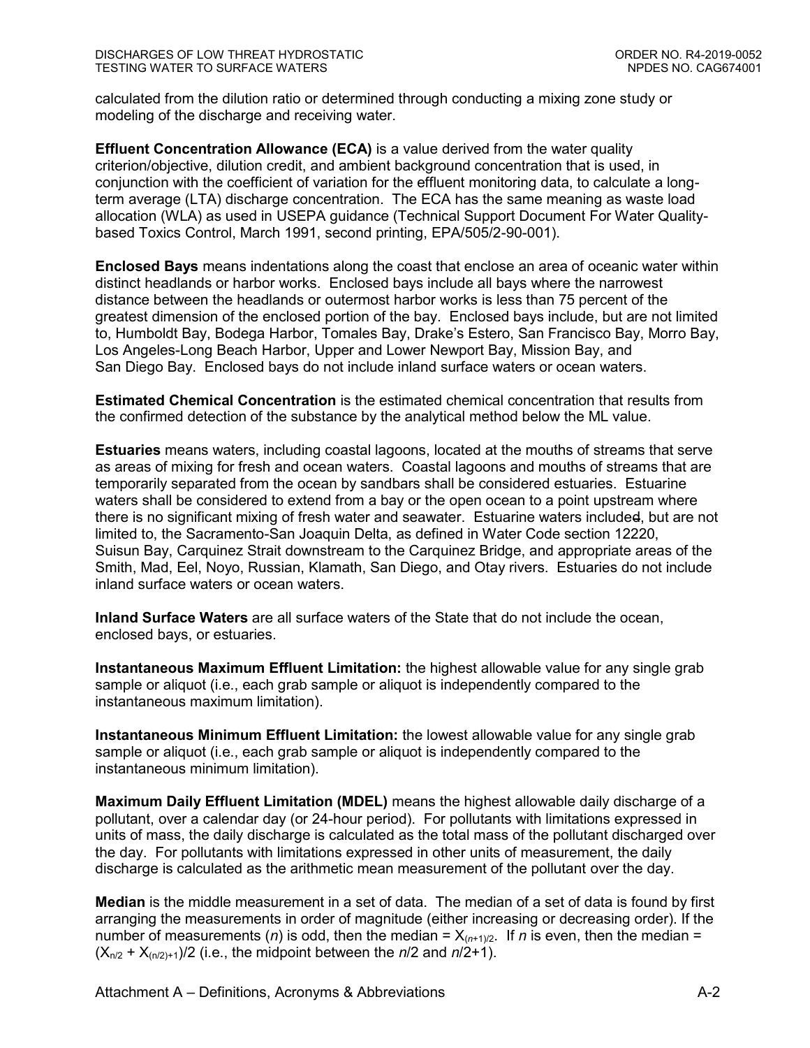calculated from the dilution ratio or determined through conducting a mixing zone study or modeling of the discharge and receiving water.

**Effluent Concentration Allowance (ECA)** is a value derived from the water quality criterion/objective, dilution credit, and ambient background concentration that is used, in conjunction with the coefficient of variation for the effluent monitoring data, to calculate a long-term average (LTA) discharge concentration. The ECA has the same meaning as waste load allocation (WLA) as used in USEPA guidance (Technical Support Document For Water Quality-based Toxics Control, March 1991, second printing, EPA/505/2-90-001).

**Enclosed Bays** means indentations along the coast that enclose an area of oceanic water within distinct headlands or harbor works. Enclosed bays include all bays where the narrowest distance between the headlands or outermost harbor works is less than 75 percent of the greatest dimension of the enclosed portion of the bay. Enclosed bays include, but are not limited to, Humboldt Bay, Bodega Harbor, Tomales Bay, Drake's Estero, San Francisco Bay, Morro Bay, Los Angeles-Long Beach Harbor, Upper and Lower Newport Bay, Mission Bay, and San Diego Bay. Enclosed bays do not include inland surface waters or ocean waters.

**Estimated Chemical Concentration** is the estimated chemical concentration that results from the confirmed detection of the substance by the analytical method below the ML value.

**Estuaries** means waters, including coastal lagoons, located at the mouths of streams that serve as areas of mixing for fresh and ocean waters. Coastal lagoons and mouths of streams that are temporarily separated from the ocean by sandbars shall be considered estuaries. Estuarine waters shall be considered to extend from a bay or the open ocean to a point upstream where there is no significant mixing of fresh water and seawater. Estuarine waters included, but are not limited to, the Sacramento-San Joaquin Delta, as defined in Water Code section 12220, Suisun Bay, Carquinez Strait downstream to the Carquinez Bridge, and appropriate areas of the Smith, Mad, Eel, Noyo, Russian, Klamath, San Diego, and Otay rivers. Estuaries do not include inland surface waters or ocean waters.

**Inland Surface Waters** are all surface waters of the State that do not include the ocean, enclosed bays, or estuaries.

**Instantaneous Maximum Effluent Limitation:** the highest allowable value for any single grab sample or aliquot (i.e., each grab sample or aliquot is independently compared to the instantaneous maximum limitation).

**Instantaneous Minimum Effluent Limitation:** the lowest allowable value for any single grab sample or aliquot (i.e., each grab sample or aliquot is independently compared to the instantaneous minimum limitation).

**Maximum Daily Effluent Limitation (MDEL)** means the highest allowable daily discharge of a pollutant, over a calendar day (or 24-hour period). For pollutants with limitations expressed in units of mass, the daily discharge is calculated as the total mass of the pollutant discharged over the day. For pollutants with limitations expressed in other units of measurement, the daily discharge is calculated as the arithmetic mean measurement of the pollutant over the day.

**Median** is the middle measurement in a set of data. The median of a set of data is found by first arranging the measurements in order of magnitude (either increasing or decreasing order). If the number of measurements ($n$) is odd, then the median = $X_{(n+1)/2}$. If $n$ is even, then the median = $(X_{n/2} + X_{(n/2)+1})/2$ (i.e., the midpoint between the $n/2$ and $n/2+1$).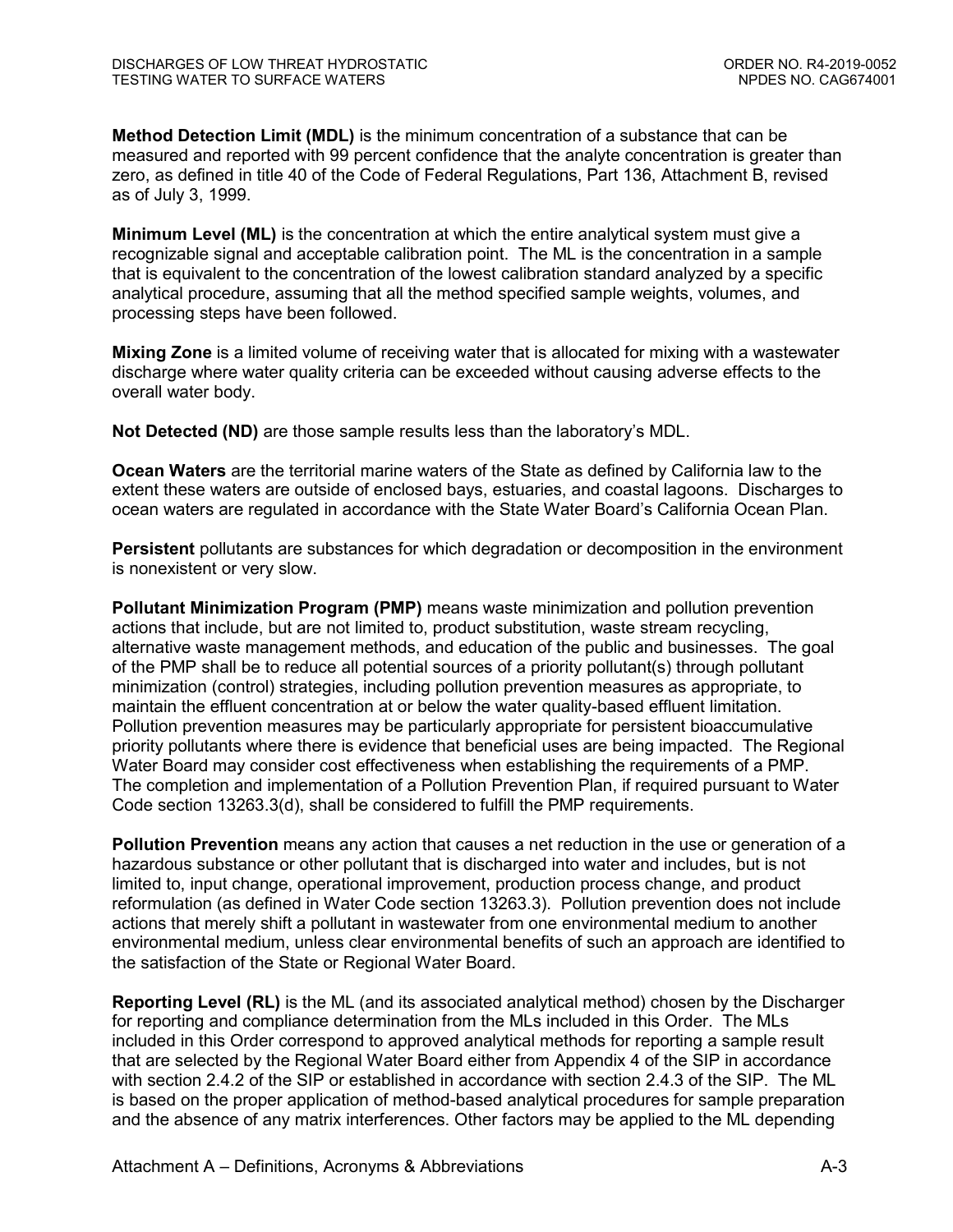**Method Detection Limit (MDL)** is the minimum concentration of a substance that can be measured and reported with 99 percent confidence that the analyte concentration is greater than zero, as defined in title 40 of the Code of Federal Regulations, Part 136, Attachment B, revised as of July 3, 1999.

**Minimum Level (ML)** is the concentration at which the entire analytical system must give a recognizable signal and acceptable calibration point. The ML is the concentration in a sample that is equivalent to the concentration of the lowest calibration standard analyzed by a specific analytical procedure, assuming that all the method specified sample weights, volumes, and processing steps have been followed.

**Mixing Zone** is a limited volume of receiving water that is allocated for mixing with a wastewater discharge where water quality criteria can be exceeded without causing adverse effects to the overall water body.

**Not Detected (ND)** are those sample results less than the laboratory's MDL.

**Ocean Waters** are the territorial marine waters of the State as defined by California law to the extent these waters are outside of enclosed bays, estuaries, and coastal lagoons. Discharges to ocean waters are regulated in accordance with the State Water Board's California Ocean Plan.

**Persistent** pollutants are substances for which degradation or decomposition in the environment is nonexistent or very slow.

**Pollutant Minimization Program (PMP)** means waste minimization and pollution prevention actions that include, but are not limited to, product substitution, waste stream recycling, alternative waste management methods, and education of the public and businesses. The goal of the PMP shall be to reduce all potential sources of a priority pollutant(s) through pollutant minimization (control) strategies, including pollution prevention measures as appropriate, to maintain the effluent concentration at or below the water quality-based effluent limitation. Pollution prevention measures may be particularly appropriate for persistent bioaccumulative priority pollutants where there is evidence that beneficial uses are being impacted. The Regional Water Board may consider cost effectiveness when establishing the requirements of a PMP. The completion and implementation of a Pollution Prevention Plan, if required pursuant to Water Code section 13263.3(d), shall be considered to fulfill the PMP requirements.

**Pollution Prevention** means any action that causes a net reduction in the use or generation of a hazardous substance or other pollutant that is discharged into water and includes, but is not limited to, input change, operational improvement, production process change, and product reformulation (as defined in Water Code section 13263.3). Pollution prevention does not include actions that merely shift a pollutant in wastewater from one environmental medium to another environmental medium, unless clear environmental benefits of such an approach are identified to the satisfaction of the State or Regional Water Board.

**Reporting Level (RL)** is the ML (and its associated analytical method) chosen by the Discharger for reporting and compliance determination from the MLs included in this Order. The MLs included in this Order correspond to approved analytical methods for reporting a sample result that are selected by the Regional Water Board either from Appendix 4 of the SIP in accordance with section 2.4.2 of the SIP or established in accordance with section 2.4.3 of the SIP. The ML is based on the proper application of method-based analytical procedures for sample preparation and the absence of any matrix interferences. Other factors may be applied to the ML depending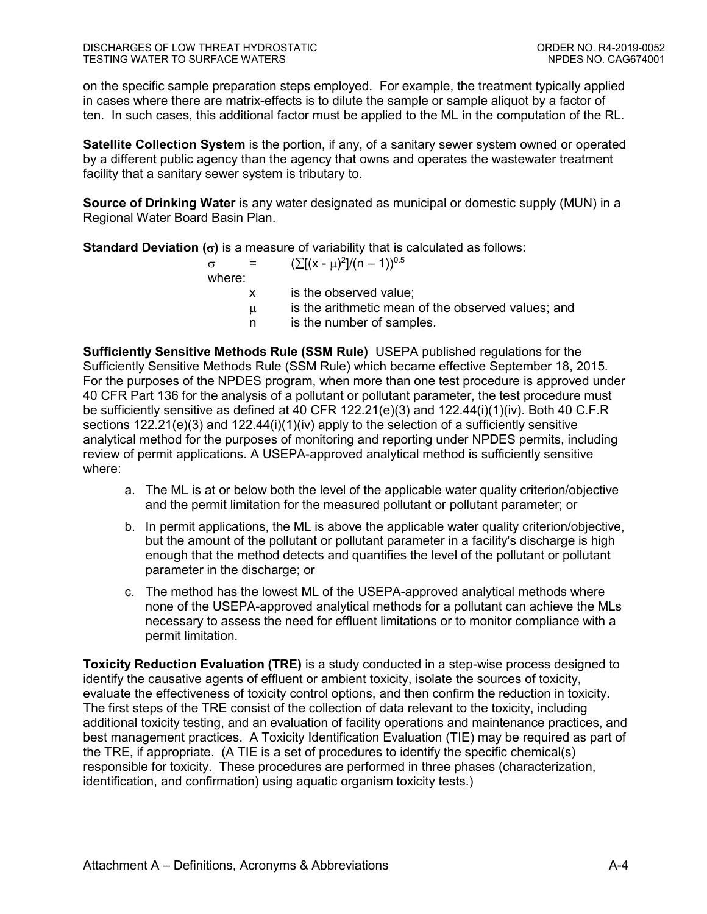on the specific sample preparation steps employed. For example, the treatment typically applied in cases where there are matrix-effects is to dilute the sample or sample aliquot by a factor of ten. In such cases, this additional factor must be applied to the ML in the computation of the RL.

**Satellite Collection System** is the portion, if any, of a sanitary sewer system owned or operated by a different public agency than the agency that owns and operates the wastewater treatment facility that a sanitary sewer system is tributary to.

**Source of Drinking Water** is any water designated as municipal or domestic supply (MUN) in a Regional Water Board Basin Plan.

**Standard Deviation ($\sigma$)** is a measure of variability that is calculated as follows:

$$\sigma = (\sum[(x - \mu)^2]/(n - 1))^{0.5}$$

where:

- $x$ is the observed value;
- $\mu$ is the arithmetic mean of the observed values; and
- $n$ is the number of samples.

**Sufficiently Sensitive Methods Rule (SSM Rule)** USEPA published regulations for the Sufficiently Sensitive Methods Rule (SSM Rule) which became effective September 18, 2015. For the purposes of the NPDES program, when more than one test procedure is approved under 40 CFR Part 136 for the analysis of a pollutant or pollutant parameter, the test procedure must be sufficiently sensitive as defined at 40 CFR 122.21(e)(3) and 122.44(i)(1)(iv). Both 40 C.F.R sections 122.21(e)(3) and 122.44(i)(1)(iv) apply to the selection of a sufficiently sensitive analytical method for the purposes of monitoring and reporting under NPDES permits, including review of permit applications. A USEPA-approved analytical method is sufficiently sensitive where:

a. The ML is at or below both the level of the applicable water quality criterion/objective and the permit limitation for the measured pollutant or pollutant parameter; or

b. In permit applications, the ML is above the applicable water quality criterion/objective, but the amount of the pollutant or pollutant parameter in a facility's discharge is high enough that the method detects and quantifies the level of the pollutant or pollutant parameter in the discharge; or

c. The method has the lowest ML of the USEPA-approved analytical methods where none of the USEPA-approved analytical methods for a pollutant can achieve the MLs necessary to assess the need for effluent limitations or to monitor compliance with a permit limitation.

**Toxicity Reduction Evaluation (TRE)** is a study conducted in a step-wise process designed to identify the causative agents of effluent or ambient toxicity, isolate the sources of toxicity, evaluate the effectiveness of toxicity control options, and then confirm the reduction in toxicity. The first steps of the TRE consist of the collection of data relevant to the toxicity, including additional toxicity testing, and an evaluation of facility operations and maintenance practices, and best management practices. A Toxicity Identification Evaluation (TIE) may be required as part of the TRE, if appropriate. (A TIE is a set of procedures to identify the specific chemical(s) responsible for toxicity. These procedures are performed in three phases (characterization, identification, and confirmation) using aquatic organism toxicity tests.)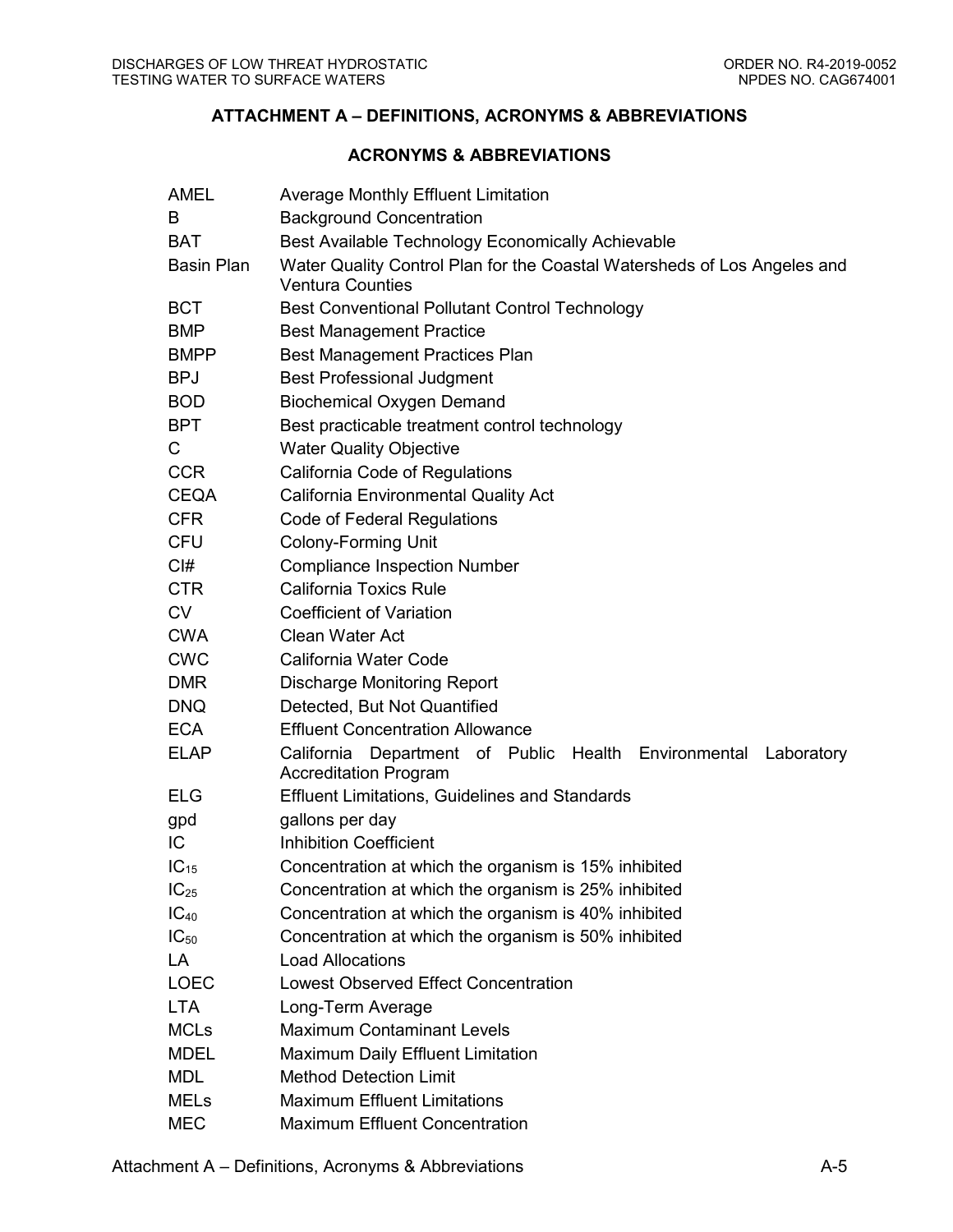## ATTACHMENT A – DEFINITIONS, ACRONYMS & ABBREVIATIONS

### ACRONYMS & ABBREVIATIONS

| | |
|---|---|
| AMEL | Average Monthly Effluent Limitation |
| B | Background Concentration |
| BAT | Best Available Technology Economically Achievable |
| Basin Plan | Water Quality Control Plan for the Coastal Watersheds of Los Angeles and Ventura Counties |
| BCT | Best Conventional Pollutant Control Technology |
| BMP | Best Management Practice |
| BMPP | Best Management Practices Plan |
| BPJ | Best Professional Judgment |
| BOD | Biochemical Oxygen Demand |
| BPT | Best practicable treatment control technology |
| C | Water Quality Objective |
| CCR | California Code of Regulations |
| CEQA | California Environmental Quality Act |
| CFR | Code of Federal Regulations |
| CFU | Colony-Forming Unit |
| CI# | Compliance Inspection Number |
| CTR | California Toxics Rule |
| CV | Coefficient of Variation |
| CWA | Clean Water Act |
| CWC | California Water Code |
| DMR | Discharge Monitoring Report |
| DNQ | Detected, But Not Quantified |
| ECA | Effluent Concentration Allowance |
| ELAP | California Department of Public Health Environmental Laboratory Accreditation Program |
| ELG | Effluent Limitations, Guidelines and Standards |
| gpd | gallons per day |
| IC | Inhibition Coefficient |
| $IC_{15}$ | Concentration at which the organism is 15% inhibited |
| $IC_{25}$ | Concentration at which the organism is 25% inhibited |
| $IC_{40}$ | Concentration at which the organism is 40% inhibited |
| $IC_{50}$ | Concentration at which the organism is 50% inhibited |
| LA | Load Allocations |
| LOEC | Lowest Observed Effect Concentration |
| LTA | Long-Term Average |
| MCLs | Maximum Contaminant Levels |
| MDEL | Maximum Daily Effluent Limitation |
| MDL | Method Detection Limit |
| MELs | Maximum Effluent Limitations |
| MEC | Maximum Effluent Concentration |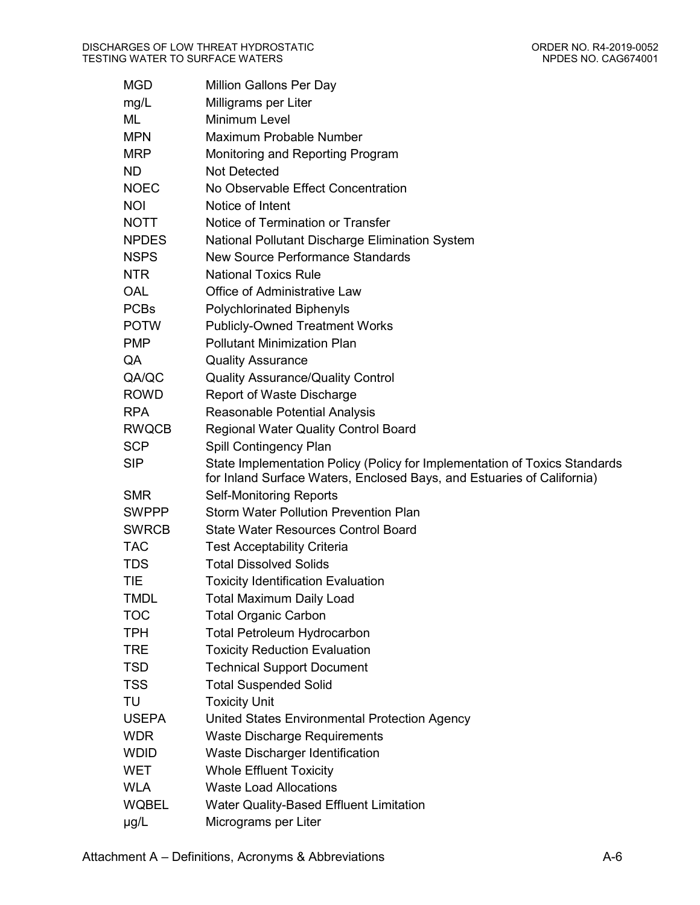| | |
|---|---|
| MGD | Million Gallons Per Day |
| mg/L | Milligrams per Liter |
| ML | Minimum Level |
| MPN | Maximum Probable Number |
| MRP | Monitoring and Reporting Program |
| ND | Not Detected |
| NOEC | No Observable Effect Concentration |
| NOI | Notice of Intent |
| NOTT | Notice of Termination or Transfer |
| NPDES | National Pollutant Discharge Elimination System |
| NSPS | New Source Performance Standards |
| NTR | National Toxics Rule |
| OAL | Office of Administrative Law |
| PCBs | Polychlorinated Biphenyls |
| POTW | Publicly-Owned Treatment Works |
| PMP | Pollutant Minimization Plan |
| QA | Quality Assurance |
| QA/QC | Quality Assurance/Quality Control |
| ROWD | Report of Waste Discharge |
| RPA | Reasonable Potential Analysis |
| RWQCB | Regional Water Quality Control Board |
| SCP | Spill Contingency Plan |
| SIP | State Implementation Policy (Policy for Implementation of Toxics Standards for Inland Surface Waters, Enclosed Bays, and Estuaries of California) |
| SMR | Self-Monitoring Reports |
| SWPPP | Storm Water Pollution Prevention Plan |
| SWRCB | State Water Resources Control Board |
| TAC | Test Acceptability Criteria |
| TDS | Total Dissolved Solids |
| TIE | Toxicity Identification Evaluation |
| TMDL | Total Maximum Daily Load |
| TOC | Total Organic Carbon |
| TPH | Total Petroleum Hydrocarbon |
| TRE | Toxicity Reduction Evaluation |
| TSD | Technical Support Document |
| TSS | Total Suspended Solid |
| TU | Toxicity Unit |
| USEPA | United States Environmental Protection Agency |
| WDR | Waste Discharge Requirements |
| WDID | Waste Discharger Identification |
| WET | Whole Effluent Toxicity |
| WLA | Waste Load Allocations |
| WQBEL | Water Quality-Based Effluent Limitation |
| µg/L | Micrograms per Liter |